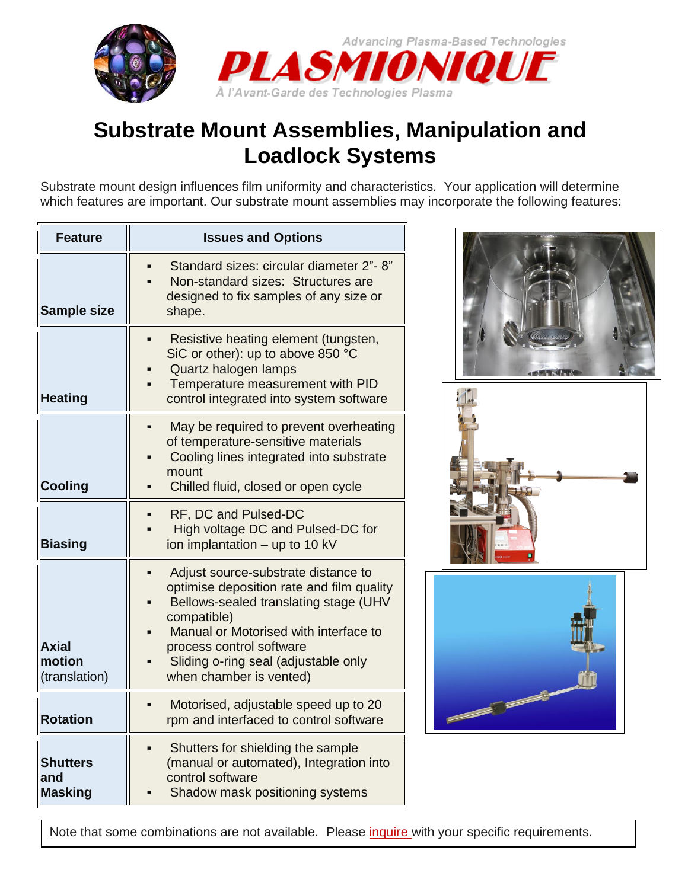# Substrate Mount Assemblies, Manipulation and Loadlock Systems

Substrate mount design influences film uniformity and characteristics. Your application will determine which features are important. Our substrate mount assemblies may incorporate the following features:

| Feature | Issues and Options |
|---|---|
| **Sample size** | ▪ Standard sizes: circular diameter 2"- 8"<br>▪ Non-standard sizes: Structures are designed to fix samples of any size or shape. |
| **Heating** | ▪ Resistive heating element (tungsten, SiC or other): up to above 850 °C<br>▪ Quartz halogen lamps<br>▪ Temperature measurement with PID control integrated into system software |
| **Cooling** | ▪ May be required to prevent overheating of temperature-sensitive materials<br>▪ Cooling lines integrated into substrate mount<br>▪ Chilled fluid, closed or open cycle |
| **Biasing** | ▪ RF, DC and Pulsed-DC<br>▪ High voltage DC and Pulsed-DC for ion implantation – up to 10 kV |
| **Axial motion** (translation) | ▪ Adjust source-substrate distance to optimise deposition rate and film quality<br>▪ Bellows-sealed translating stage (UHV compatible)<br>▪ Manual or Motorised with interface to process control software<br>▪ Sliding o-ring seal (adjustable only when chamber is vented) |
| **Rotation** | ▪ Motorised, adjustable speed up to 20 rpm and interfaced to control software |
| **Shutters and Masking** | ▪ Shutters for shielding the sample (manual or automated), Integration into control software<br>▪ Shadow mask positioning systems |

Note that some combinations are not available. Please inquire with your specific requirements.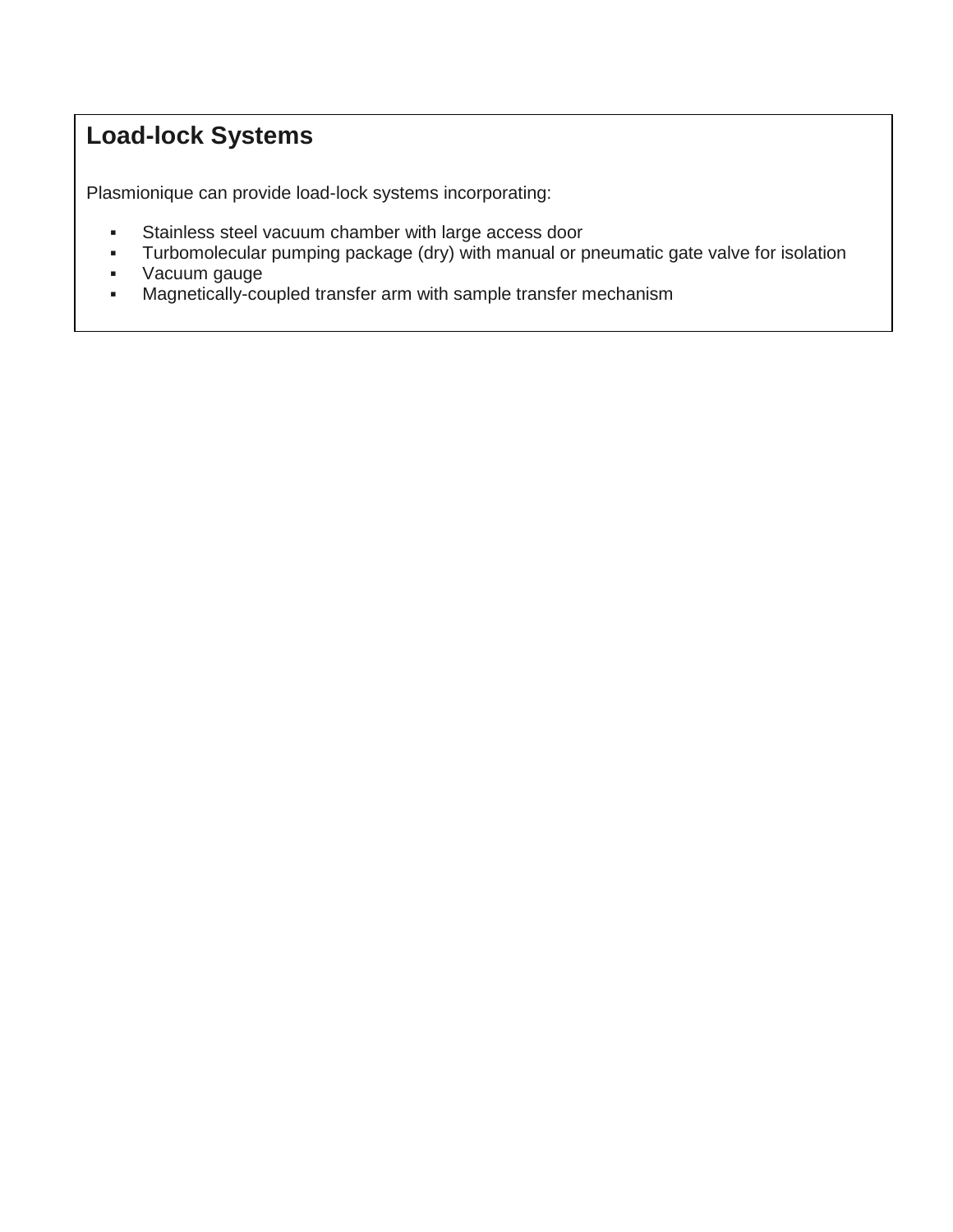## Load-lock Systems

Plasmionique can provide load-lock systems incorporating:

- Stainless steel vacuum chamber with large access door
- Turbomolecular pumping package (dry) with manual or pneumatic gate valve for isolation
- Vacuum gauge
- Magnetically-coupled transfer arm with sample transfer mechanism